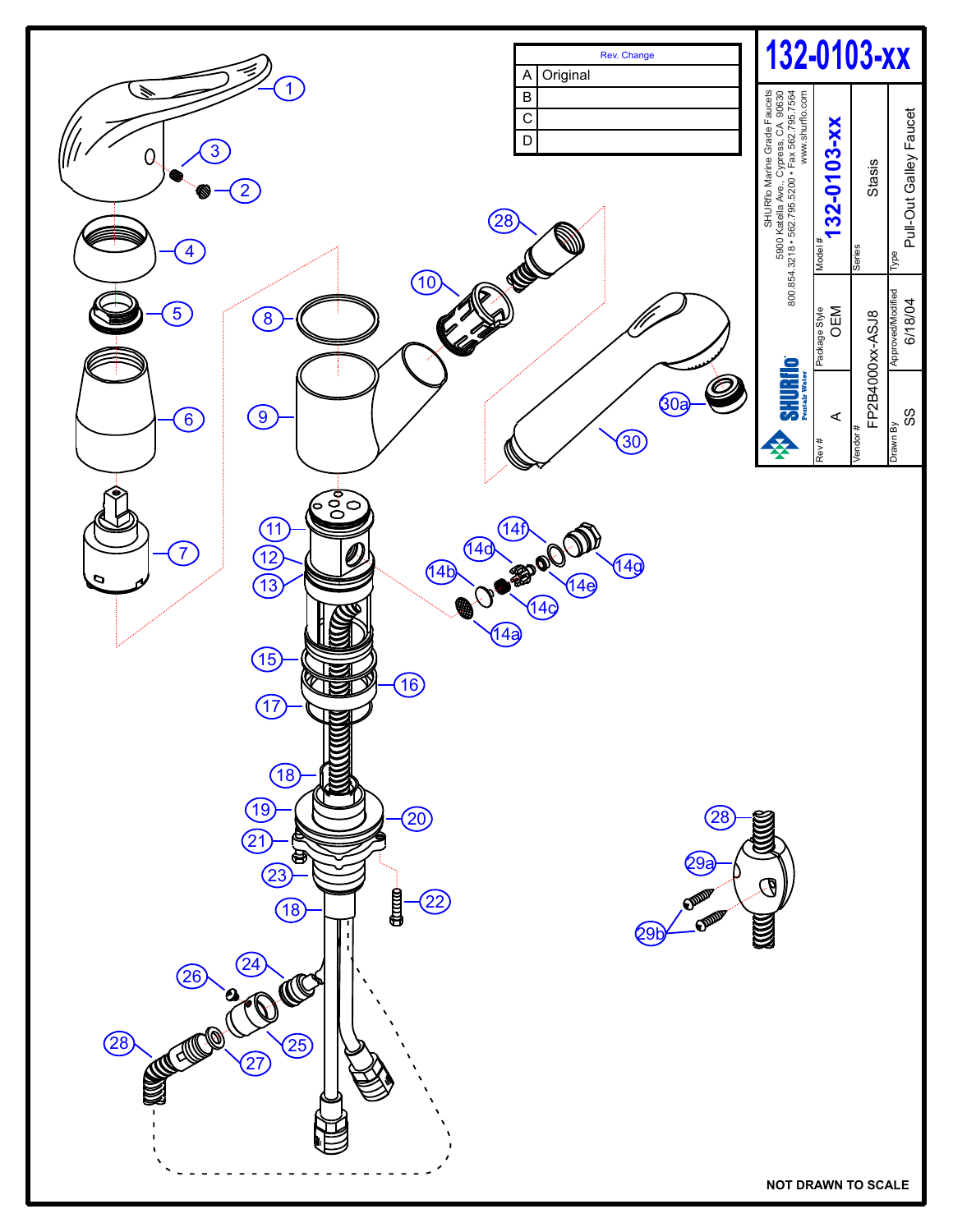# 132-0103-xx

| Rev. | Change |
|---|---|
| A | Original |
| B | |
| C | |
| D | |

SHURflo Marine Grade Faucets
5900 Katella Ave., Cypress, CA 90630
800.854.3218 • 562.795.5200 • Fax 562.795.7564
www.shurflo.com

SHURflo Pentair Water

| Rev # | Package Style | Model # | Type |
|---|---|---|---|
| A | OEM | 132-0103-xx | Pull-Out Galley Faucet |

| Vendor # | Series |
|---|---|
| FP2B4000xx-ASJ8 | Stasis |

| Drawn By | Approved/Modified |
|---|---|
| SS | 6/18/04 |

1, 2, 3, 4, 5, 6, 7, 8, 9, 10, 11, 12, 13, 14a, 14b, 14c, 14d, 14e, 14f, 14g, 15, 16, 17, 18, 19, 20, 21, 22, 23, 24, 25, 26, 27, 28, 29a, 29b, 30, 30a

NOT DRAWN TO SCALE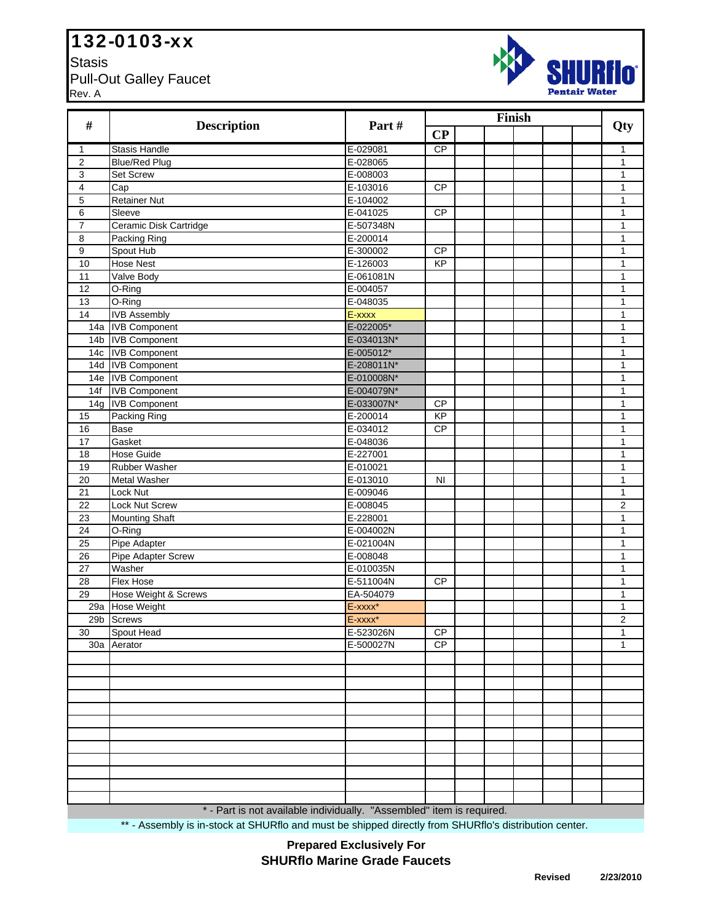# 132-0103-xx

Stasis

Pull-Out Galley Faucet

Rev. A

SHURflo Pentair Water

| # | Description | Part # | Finish | | | | | | Qty |
|---|---|---|---|---|---|---|---|---|---|
| | | | CP | | | | | | |
| 1 | Stasis Handle | E-029081 | CP | | | | | | 1 |
| 2 | Blue/Red Plug | E-028065 | | | | | | | 1 |
| 3 | Set Screw | E-008003 | | | | | | | 1 |
| 4 | Cap | E-103016 | CP | | | | | | 1 |
| 5 | Retainer Nut | E-104002 | | | | | | | 1 |
| 6 | Sleeve | E-041025 | CP | | | | | | 1 |
| 7 | Ceramic Disk Cartridge | E-507348N | | | | | | | 1 |
| 8 | Packing Ring | E-200014 | | | | | | | 1 |
| 9 | Spout Hub | E-300002 | CP | | | | | | 1 |
| 10 | Hose Nest | E-126003 | KP | | | | | | 1 |
| 11 | Valve Body | E-061081N | | | | | | | 1 |
| 12 | O-Ring | E-004057 | | | | | | | 1 |
| 13 | O-Ring | E-048035 | | | | | | | 1 |
| 14 | IVB Assembly | E-xxxx | | | | | | | 1 |
| 14a | IVB Component | E-022005* | | | | | | | 1 |
| 14b | IVB Component | E-034013N* | | | | | | | 1 |
| 14c | IVB Component | E-005012* | | | | | | | 1 |
| 14d | IVB Component | E-208011N* | | | | | | | 1 |
| 14e | IVB Component | E-010008N* | | | | | | | 1 |
| 14f | IVB Component | E-004079N* | | | | | | | 1 |
| 14g | IVB Component | E-033007N* | CP | | | | | | 1 |
| 15 | Packing Ring | E-200014 | KP | | | | | | 1 |
| 16 | Base | E-034012 | CP | | | | | | 1 |
| 17 | Gasket | E-048036 | | | | | | | 1 |
| 18 | Hose Guide | E-227001 | | | | | | | 1 |
| 19 | Rubber Washer | E-010021 | | | | | | | 1 |
| 20 | Metal Washer | E-013010 | NI | | | | | | 1 |
| 21 | Lock Nut | E-009046 | | | | | | | 1 |
| 22 | Lock Nut Screw | E-008045 | | | | | | | 2 |
| 23 | Mounting Shaft | E-228001 | | | | | | | 1 |
| 24 | O-Ring | E-004002N | | | | | | | 1 |
| 25 | Pipe Adapter | E-021004N | | | | | | | 1 |
| 26 | Pipe Adapter Screw | E-008048 | | | | | | | 1 |
| 27 | Washer | E-010035N | | | | | | | 1 |
| 28 | Flex Hose | E-511004N | CP | | | | | | 1 |
| 29 | Hose Weight & Screws | EA-504079 | | | | | | | 1 |
| 29a | Hose Weight | E-xxxx* | | | | | | | 1 |
| 29b | Screws | E-xxxx* | | | | | | | 2 |
| 30 | Spout Head | E-523026N | CP | | | | | | 1 |
| 30a | Aerator | E-500027N | CP | | | | | | 1 |

\* - Part is not available individually. "Assembled" item is required.

\*\* - Assembly is in-stock at SHURflo and must be shipped directly from SHURflo's distribution center.

**Prepared Exclusively For**

**SHURflo Marine Grade Faucets**

**Revised** **2/23/2010**